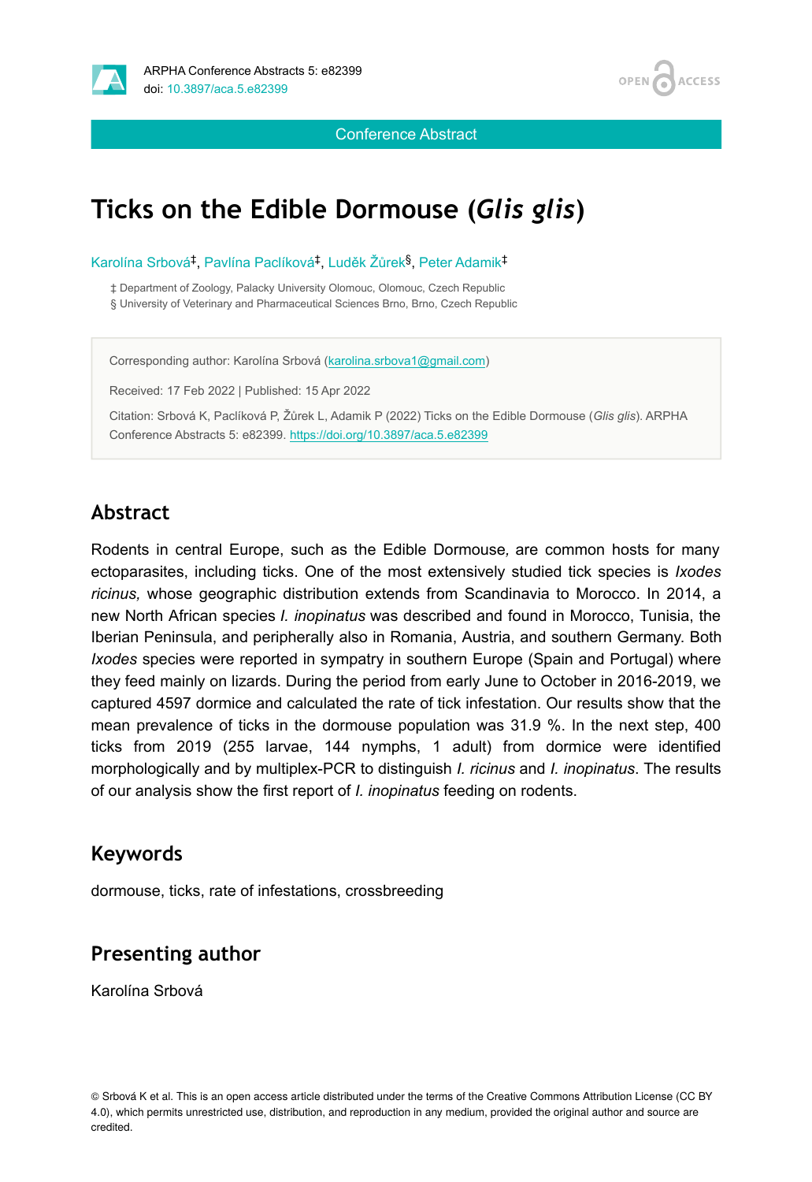Conference Abstract

# Ticks on the Edible Dormouse (*Glis glis*)

Karolína Srbová[‡], Pavlína Paclíková[‡], Luděk Žůrek[§], Peter Adamik[‡]

‡ Department of Zoology, Palacky University Olomouc, Olomouc, Czech Republic
§ University of Veterinary and Pharmaceutical Sciences Brno, Brno, Czech Republic

Corresponding author: Karolína Srbová (karolina.srbova1@gmail.com)

Received: 17 Feb 2022 | Published: 15 Apr 2022

Citation: Srbová K, Paclíková P, Žůrek L, Adamik P (2022) Ticks on the Edible Dormouse (*Glis glis*). ARPHA Conference Abstracts 5: e82399. https://doi.org/10.3897/aca.5.e82399

## Abstract

Rodents in central Europe, such as the Edible Dormouse, are common hosts for many ectoparasites, including ticks. One of the most extensively studied tick species is *Ixodes ricinus,* whose geographic distribution extends from Scandinavia to Morocco. In 2014, a new North African species *I. inopinatus* was described and found in Morocco, Tunisia, the Iberian Peninsula, and peripherally also in Romania, Austria, and southern Germany. Both *Ixodes* species were reported in sympatry in southern Europe (Spain and Portugal) where they feed mainly on lizards. During the period from early June to October in 2016-2019, we captured 4597 dormice and calculated the rate of tick infestation. Our results show that the mean prevalence of ticks in the dormouse population was 31.9 %. In the next step, 400 ticks from 2019 (255 larvae, 144 nymphs, 1 adult) from dormice were identified morphologically and by multiplex-PCR to distinguish *I. ricinus* and *I. inopinatus*. The results of our analysis show the first report of *I. inopinatus* feeding on rodents.

## Keywords

dormouse, ticks, rate of infestations, crossbreeding

## Presenting author

Karolína Srbová

© Srbová K et al. This is an open access article distributed under the terms of the Creative Commons Attribution License (CC BY 4.0), which permits unrestricted use, distribution, and reproduction in any medium, provided the original author and source are credited.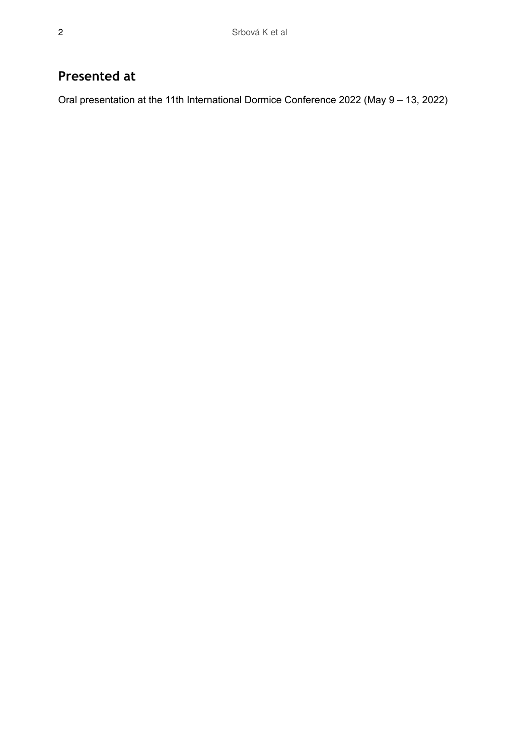## Presented at

Oral presentation at the 11th International Dormice Conference 2022 (May 9 – 13, 2022)